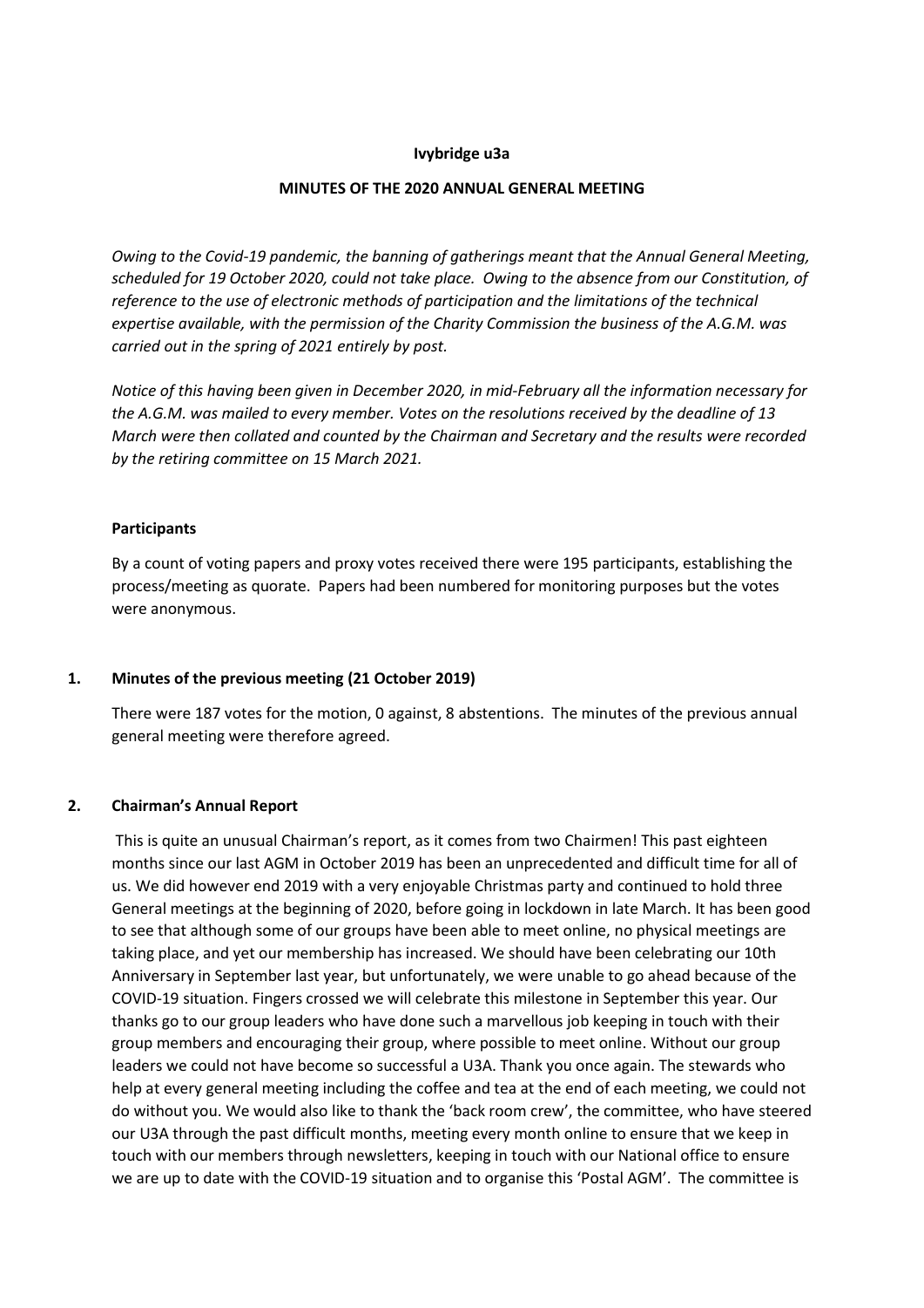**Ivybridge u3a**

**MINUTES OF THE 2020 ANNUAL GENERAL MEETING**

*Owing to the Covid-19 pandemic, the banning of gatherings meant that the Annual General Meeting, scheduled for 19 October 2020, could not take place. Owing to the absence from our Constitution, of reference to the use of electronic methods of participation and the limitations of the technical expertise available, with the permission of the Charity Commission the business of the A.G.M. was carried out in the spring of 2021 entirely by post.*

*Notice of this having been given in December 2020, in mid-February all the information necessary for the A.G.M. was mailed to every member. Votes on the resolutions received by the deadline of 13 March were then collated and counted by the Chairman and Secretary and the results were recorded by the retiring committee on 15 March 2021.*

**Participants**

By a count of voting papers and proxy votes received there were 195 participants, establishing the process/meeting as quorate. Papers had been numbered for monitoring purposes but the votes were anonymous.

**1. Minutes of the previous meeting (21 October 2019)**

There were 187 votes for the motion, 0 against, 8 abstentions. The minutes of the previous annual general meeting were therefore agreed.

**2. Chairman's Annual Report**

This is quite an unusual Chairman's report, as it comes from two Chairmen! This past eighteen months since our last AGM in October 2019 has been an unprecedented and difficult time for all of us. We did however end 2019 with a very enjoyable Christmas party and continued to hold three General meetings at the beginning of 2020, before going in lockdown in late March. It has been good to see that although some of our groups have been able to meet online, no physical meetings are taking place, and yet our membership has increased. We should have been celebrating our 10th Anniversary in September last year, but unfortunately, we were unable to go ahead because of the COVID-19 situation. Fingers crossed we will celebrate this milestone in September this year. Our thanks go to our group leaders who have done such a marvellous job keeping in touch with their group members and encouraging their group, where possible to meet online. Without our group leaders we could not have become so successful a U3A. Thank you once again. The stewards who help at every general meeting including the coffee and tea at the end of each meeting, we could not do without you. We would also like to thank the 'back room crew', the committee, who have steered our U3A through the past difficult months, meeting every month online to ensure that we keep in touch with our members through newsletters, keeping in touch with our National office to ensure we are up to date with the COVID-19 situation and to organise this 'Postal AGM'. The committee is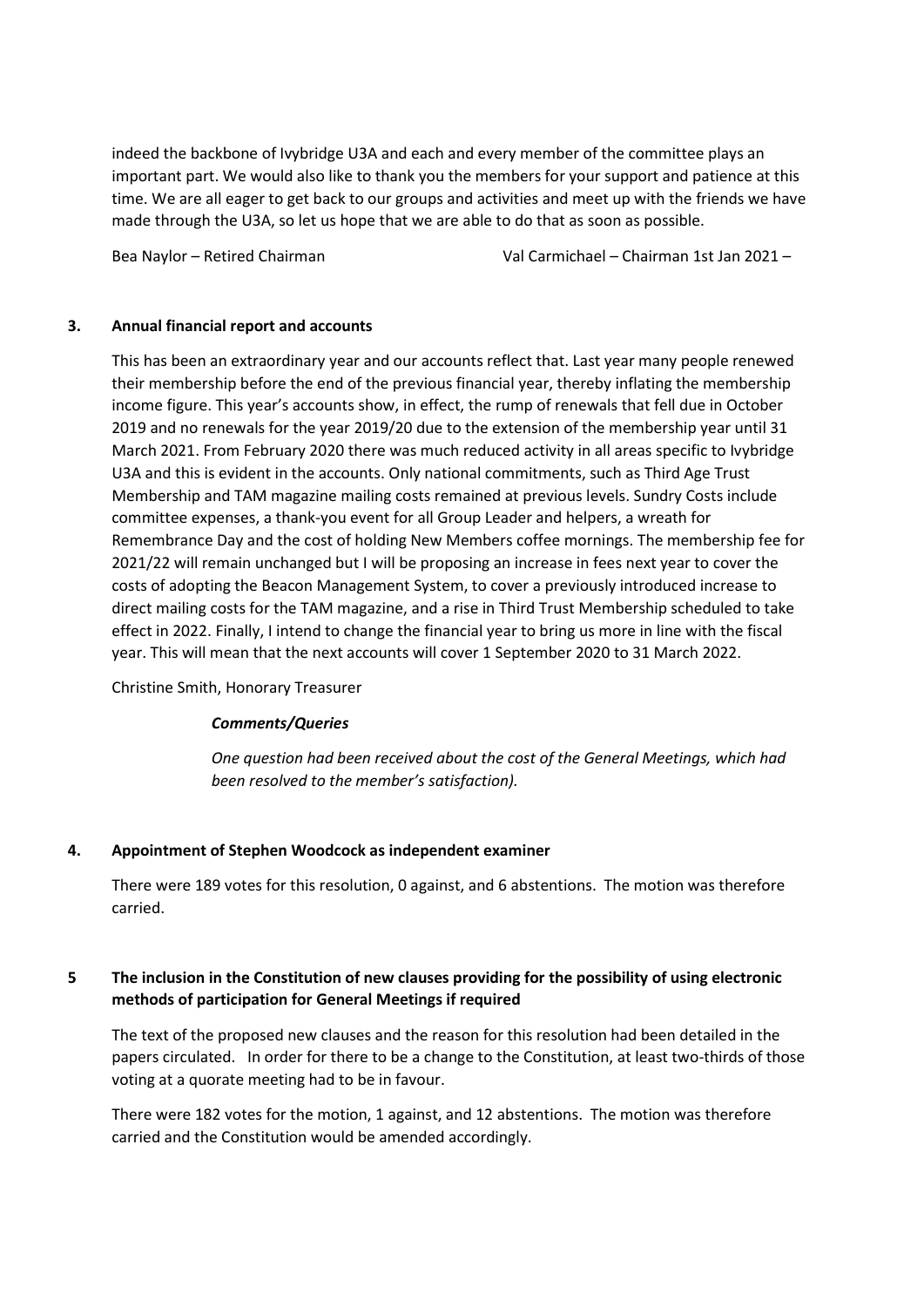indeed the backbone of Ivybridge U3A and each and every member of the committee plays an important part. We would also like to thank you the members for your support and patience at this time. We are all eager to get back to our groups and activities and meet up with the friends we have made through the U3A, so let us hope that we are able to do that as soon as possible.

Bea Naylor – Retired Chairman Val Carmichael – Chairman 1st Jan 2021 –

## 3. Annual financial report and accounts

This has been an extraordinary year and our accounts reflect that. Last year many people renewed their membership before the end of the previous financial year, thereby inflating the membership income figure. This year's accounts show, in effect, the rump of renewals that fell due in October 2019 and no renewals for the year 2019/20 due to the extension of the membership year until 31 March 2021. From February 2020 there was much reduced activity in all areas specific to Ivybridge U3A and this is evident in the accounts. Only national commitments, such as Third Age Trust Membership and TAM magazine mailing costs remained at previous levels. Sundry Costs include committee expenses, a thank-you event for all Group Leader and helpers, a wreath for Remembrance Day and the cost of holding New Members coffee mornings. The membership fee for 2021/22 will remain unchanged but I will be proposing an increase in fees next year to cover the costs of adopting the Beacon Management System, to cover a previously introduced increase to direct mailing costs for the TAM magazine, and a rise in Third Trust Membership scheduled to take effect in 2022. Finally, I intend to change the financial year to bring us more in line with the fiscal year. This will mean that the next accounts will cover 1 September 2020 to 31 March 2022.

Christine Smith, Honorary Treasurer

***Comments/Queries***

*One question had been received about the cost of the General Meetings, which had been resolved to the member's satisfaction).*

## 4. Appointment of Stephen Woodcock as independent examiner

There were 189 votes for this resolution, 0 against, and 6 abstentions. The motion was therefore carried.

## 5 The inclusion in the Constitution of new clauses providing for the possibility of using electronic methods of participation for General Meetings if required

The text of the proposed new clauses and the reason for this resolution had been detailed in the papers circulated. In order for there to be a change to the Constitution, at least two-thirds of those voting at a quorate meeting had to be in favour.

There were 182 votes for the motion, 1 against, and 12 abstentions. The motion was therefore carried and the Constitution would be amended accordingly.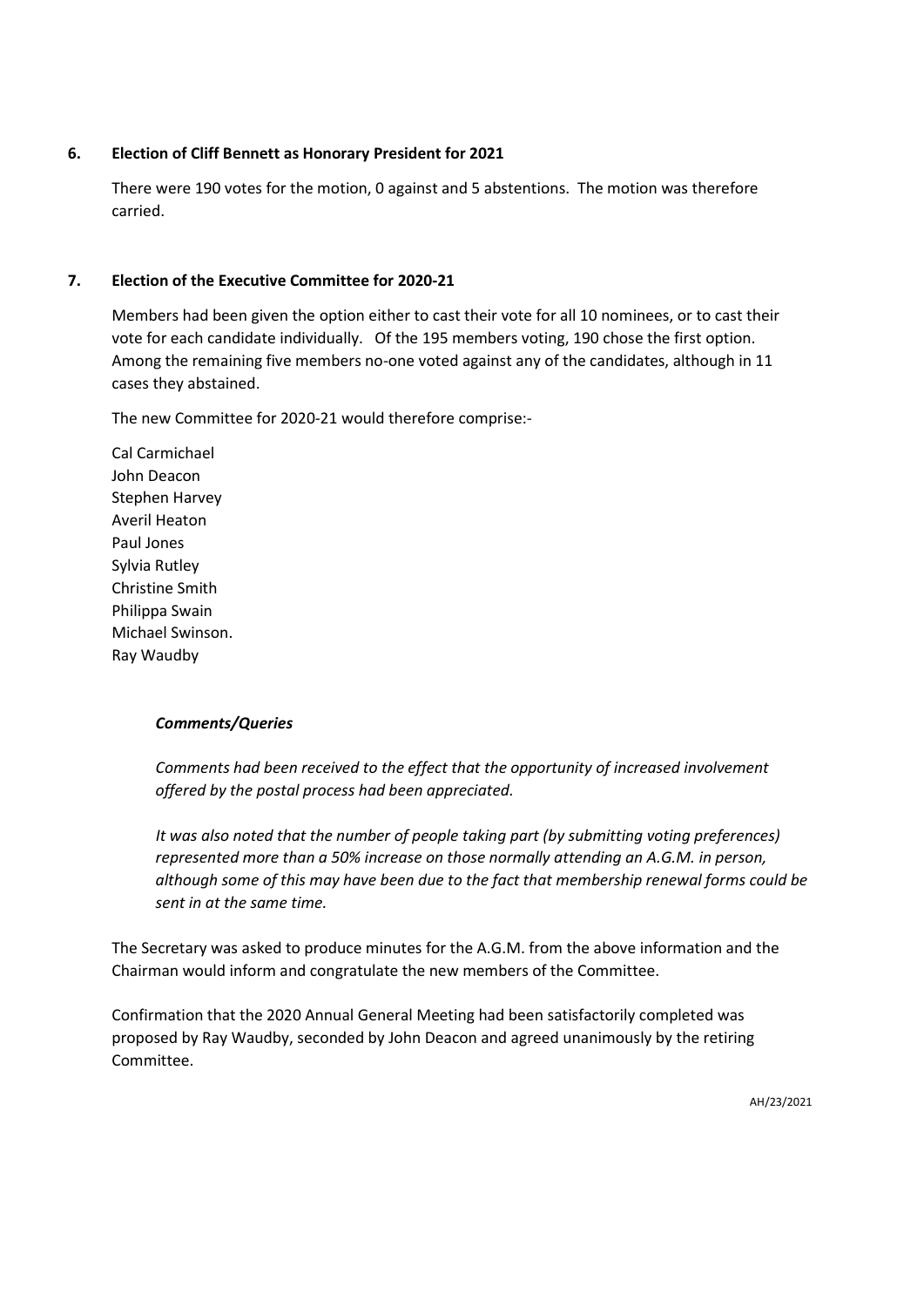## 6. Election of Cliff Bennett as Honorary President for 2021

There were 190 votes for the motion, 0 against and 5 abstentions. The motion was therefore carried.

## 7. Election of the Executive Committee for 2020-21

Members had been given the option either to cast their vote for all 10 nominees, or to cast their vote for each candidate individually. Of the 195 members voting, 190 chose the first option. Among the remaining five members no-one voted against any of the candidates, although in 11 cases they abstained.

The new Committee for 2020-21 would therefore comprise:-

Cal Carmichael
John Deacon
Stephen Harvey
Averil Heaton
Paul Jones
Sylvia Rutley
Christine Smith
Philippa Swain
Michael Swinson.
Ray Waudby

***Comments/Queries***

*Comments had been received to the effect that the opportunity of increased involvement offered by the postal process had been appreciated.*

*It was also noted that the number of people taking part (by submitting voting preferences) represented more than a 50% increase on those normally attending an A.G.M. in person, although some of this may have been due to the fact that membership renewal forms could be sent in at the same time.*

The Secretary was asked to produce minutes for the A.G.M. from the above information and the Chairman would inform and congratulate the new members of the Committee.

Confirmation that the 2020 Annual General Meeting had been satisfactorily completed was proposed by Ray Waudby, seconded by John Deacon and agreed unanimously by the retiring Committee.

AH/23/2021